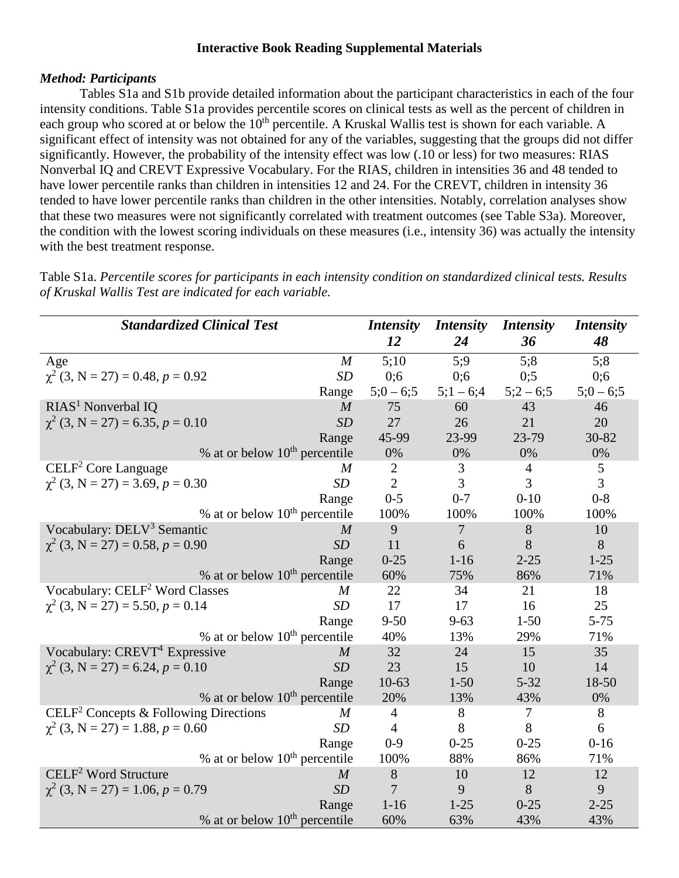**Interactive Book Reading Supplemental Materials**

***Method: Participants***

Tables S1a and S1b provide detailed information about the participant characteristics in each of the four intensity conditions. Table S1a provides percentile scores on clinical tests as well as the percent of children in each group who scored at or below the 10th percentile. A Kruskal Wallis test is shown for each variable. A significant effect of intensity was not obtained for any of the variables, suggesting that the groups did not differ significantly. However, the probability of the intensity effect was low (.10 or less) for two measures: RIAS Nonverbal IQ and CREVT Expressive Vocabulary. For the RIAS, children in intensities 36 and 48 tended to have lower percentile ranks than children in intensities 12 and 24. For the CREVT, children in intensity 36 tended to have lower percentile ranks than children in the other intensities. Notably, correlation analyses show that these two measures were not significantly correlated with treatment outcomes (see Table S3a). Moreover, the condition with the lowest scoring individuals on these measures (i.e., intensity 36) was actually the intensity with the best treatment response.

Table S1a. *Percentile scores for participants in each intensity condition on standardized clinical tests. Results of Kruskal Wallis Test are indicated for each variable.*

| ***Standardized Clinical Test*** | | ***Intensity 12*** | ***Intensity 24*** | ***Intensity 36*** | ***Intensity 48*** |
|---|---|---|---|---|---|
| Age | *M* | 5;10 | 5;9 | 5;8 | 5;8 |
| $\chi^2$ (3, N = 27) = 0.48, $p$ = 0.92 | *SD* | 0;6 | 0;6 | 0;5 | 0;6 |
| | Range | 5;0 – 6;5 | 5;1 – 6;4 | 5;2 – 6;5 | 5;0 – 6;5 |
| RIAS[1] Nonverbal IQ | *M* | 75 | 60 | 43 | 46 |
| $\chi^2$ (3, N = 27) = 6.35, $p$ = 0.10 | *SD* | 27 | 26 | 21 | 20 |
| | Range | 45-99 | 23-99 | 23-79 | 30-82 |
| | % at or below 10th percentile | 0% | 0% | 0% | 0% |
| CELF[2] Core Language | *M* | 2 | 3 | 4 | 5 |
| $\chi^2$ (3, N = 27) = 3.69, $p$ = 0.30 | *SD* | 2 | 3 | 3 | 3 |
| | Range | 0-5 | 0-7 | 0-10 | 0-8 |
| | % at or below 10th percentile | 100% | 100% | 100% | 100% |
| Vocabulary: DELV[3] Semantic | *M* | 9 | 7 | 8 | 10 |
| $\chi^2$ (3, N = 27) = 0.58, $p$ = 0.90 | *SD* | 11 | 6 | 8 | 8 |
| | Range | 0-25 | 1-16 | 2-25 | 1-25 |
| | % at or below 10th percentile | 60% | 75% | 86% | 71% |
| Vocabulary: CELF[2] Word Classes | *M* | 22 | 34 | 21 | 18 |
| $\chi^2$ (3, N = 27) = 5.50, $p$ = 0.14 | *SD* | 17 | 17 | 16 | 25 |
| | Range | 9-50 | 9-63 | 1-50 | 5-75 |
| | % at or below 10th percentile | 40% | 13% | 29% | 71% |
| Vocabulary: CREVT[4] Expressive | *M* | 32 | 24 | 15 | 35 |
| $\chi^2$ (3, N = 27) = 6.24, $p$ = 0.10 | *SD* | 23 | 15 | 10 | 14 |
| | Range | 10-63 | 1-50 | 5-32 | 18-50 |
| | % at or below 10th percentile | 20% | 13% | 43% | 0% |
| CELF[2] Concepts & Following Directions | *M* | 4 | 8 | 7 | 8 |
| $\chi^2$ (3, N = 27) = 1.88, $p$ = 0.60 | *SD* | 4 | 8 | 8 | 6 |
| | Range | 0-9 | 0-25 | 0-25 | 0-16 |
| | % at or below 10th percentile | 100% | 88% | 86% | 71% |
| CELF[2] Word Structure | *M* | 8 | 10 | 12 | 12 |
| $\chi^2$ (3, N = 27) = 1.06, $p$ = 0.79 | *SD* | 7 | 9 | 8 | 9 |
| | Range | 1-16 | 1-25 | 0-25 | 2-25 |
| | % at or below 10th percentile | 60% | 63% | 43% | 43% |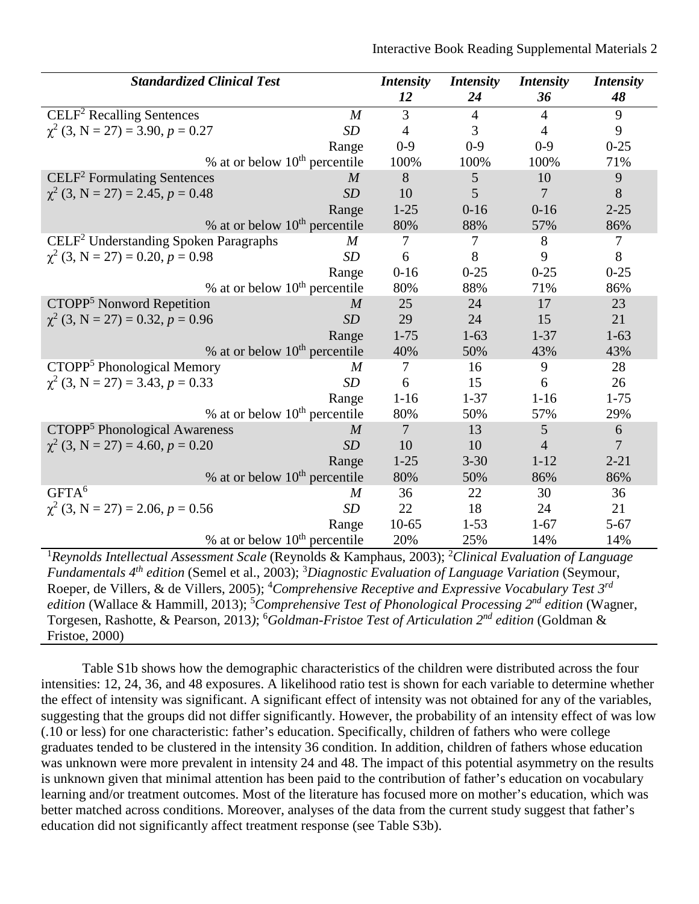| ***Standardized Clinical Test*** | | ***Intensity 12*** | ***Intensity 24*** | ***Intensity 36*** | ***Intensity 48*** |
|---|---|---|---|---|---|
| CELF[2] Recalling Sentences | *M* | 3 | 4 | 4 | 9 |
| $\chi^2$ (3, N = 27) = 3.90, *p* = 0.27 | *SD* | 4 | 3 | 4 | 9 |
| | Range | 0-9 | 0-9 | 0-9 | 0-25 |
| | % at or below 10th percentile | 100% | 100% | 100% | 71% |
| CELF[2] Formulating Sentences | *M* | 8 | 5 | 10 | 9 |
| $\chi^2$ (3, N = 27) = 2.45, *p* = 0.48 | *SD* | 10 | 5 | 7 | 8 |
| | Range | 1-25 | 0-16 | 0-16 | 2-25 |
| | % at or below 10th percentile | 80% | 88% | 57% | 86% |
| CELF[2] Understanding Spoken Paragraphs | *M* | 7 | 7 | 8 | 7 |
| $\chi^2$ (3, N = 27) = 0.20, *p* = 0.98 | *SD* | 6 | 8 | 9 | 8 |
| | Range | 0-16 | 0-25 | 0-25 | 0-25 |
| | % at or below 10th percentile | 80% | 88% | 71% | 86% |
| CTOPP[5] Nonword Repetition | *M* | 25 | 24 | 17 | 23 |
| $\chi^2$ (3, N = 27) = 0.32, *p* = 0.96 | *SD* | 29 | 24 | 15 | 21 |
| | Range | 1-75 | 1-63 | 1-37 | 1-63 |
| | % at or below 10th percentile | 40% | 50% | 43% | 43% |
| CTOPP[5] Phonological Memory | *M* | 7 | 16 | 9 | 28 |
| $\chi^2$ (3, N = 27) = 3.43, *p* = 0.33 | *SD* | 6 | 15 | 6 | 26 |
| | Range | 1-16 | 1-37 | 1-16 | 1-75 |
| | % at or below 10th percentile | 80% | 50% | 57% | 29% |
| CTOPP[5] Phonological Awareness | *M* | 7 | 13 | 5 | 6 |
| $\chi^2$ (3, N = 27) = 4.60, *p* = 0.20 | *SD* | 10 | 10 | 4 | 7 |
| | Range | 1-25 | 3-30 | 1-12 | 2-21 |
| | % at or below 10th percentile | 80% | 50% | 86% | 86% |
| GFTA[6] | *M* | 36 | 22 | 30 | 36 |
| $\chi^2$ (3, N = 27) = 2.06, *p* = 0.56 | *SD* | 22 | 18 | 24 | 21 |
| | Range | 10-65 | 1-53 | 1-67 | 5-67 |
| | % at or below 10th percentile | 20% | 25% | 14% | 14% |

[1]*Reynolds Intellectual Assessment Scale* (Reynolds & Kamphaus, 2003); [2]*Clinical Evaluation of Language Fundamentals 4th edition* (Semel et al., 2003); [3]*Diagnostic Evaluation of Language Variation* (Seymour, Roeper, de Villers, & de Villers, 2005); [4]*Comprehensive Receptive and Expressive Vocabulary Test 3rd edition* (Wallace & Hammill, 2013); [5]*Comprehensive Test of Phonological Processing 2nd edition* (Wagner, Torgesen, Rashotte, & Pearson, 2013); [6]*Goldman-Fristoe Test of Articulation 2nd edition* (Goldman & Fristoe, 2000)

Table S1b shows how the demographic characteristics of the children were distributed across the four intensities: 12, 24, 36, and 48 exposures. A likelihood ratio test is shown for each variable to determine whether the effect of intensity was significant. A significant effect of intensity was not obtained for any of the variables, suggesting that the groups did not differ significantly. However, the probability of an intensity effect of was low (.10 or less) for one characteristic: father's education. Specifically, children of fathers who were college graduates tended to be clustered in the intensity 36 condition. In addition, children of fathers whose education was unknown were more prevalent in intensity 24 and 48. The impact of this potential asymmetry on the results is unknown given that minimal attention has been paid to the contribution of father's education on vocabulary learning and/or treatment outcomes. Most of the literature has focused more on mother's education, which was better matched across conditions. Moreover, analyses of the data from the current study suggest that father's education did not significantly affect treatment response (see Table S3b).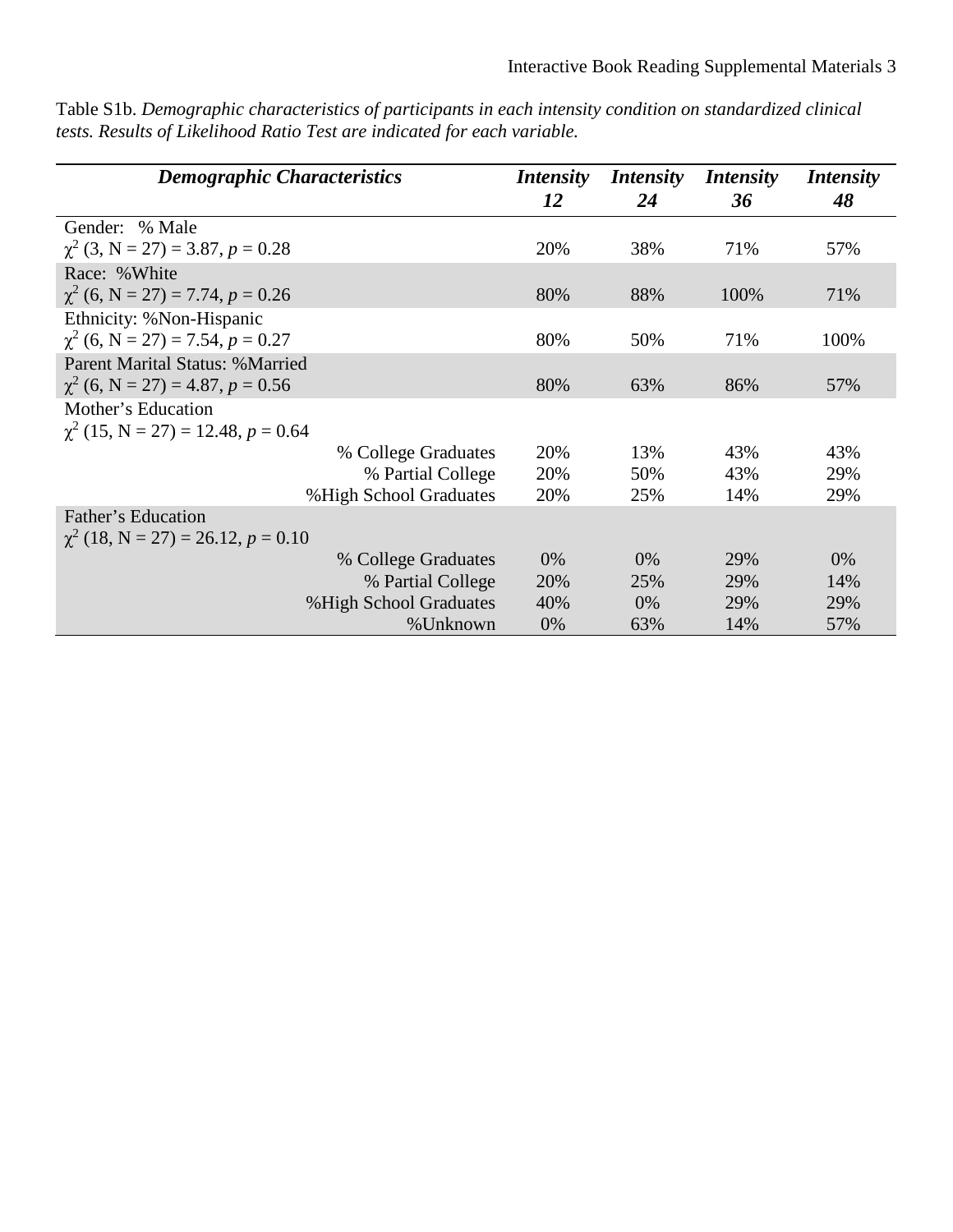Table S1b. *Demographic characteristics of participants in each intensity condition on standardized clinical tests. Results of Likelihood Ratio Test are indicated for each variable.*

| ***Demographic Characteristics*** | ***Intensity 12*** | ***Intensity 24*** | ***Intensity 36*** | ***Intensity 48*** |
|---|---|---|---|---|
| Gender: % Male<br>$\chi^2$ (3, N = 27) = 3.87, $p$ = 0.28 | 20% | 38% | 71% | 57% |
| Race: %White<br>$\chi^2$ (6, N = 27) = 7.74, $p$ = 0.26 | 80% | 88% | 100% | 71% |
| Ethnicity: %Non-Hispanic<br>$\chi^2$ (6, N = 27) = 7.54, $p$ = 0.27 | 80% | 50% | 71% | 100% |
| Parent Marital Status: %Married<br>$\chi^2$ (6, N = 27) = 4.87, $p$ = 0.56 | 80% | 63% | 86% | 57% |
| Mother's Education<br>$\chi^2$ (15, N = 27) = 12.48, $p$ = 0.64 | | | | |
| % College Graduates | 20% | 13% | 43% | 43% |
| % Partial College | 20% | 50% | 43% | 29% |
| %High School Graduates | 20% | 25% | 14% | 29% |
| Father's Education<br>$\chi^2$ (18, N = 27) = 26.12, $p$ = 0.10 | | | | |
| % College Graduates | 0% | 0% | 29% | 0% |
| % Partial College | 20% | 25% | 29% | 14% |
| %High School Graduates | 40% | 0% | 29% | 29% |
| %Unknown | 0% | 63% | 14% | 57% |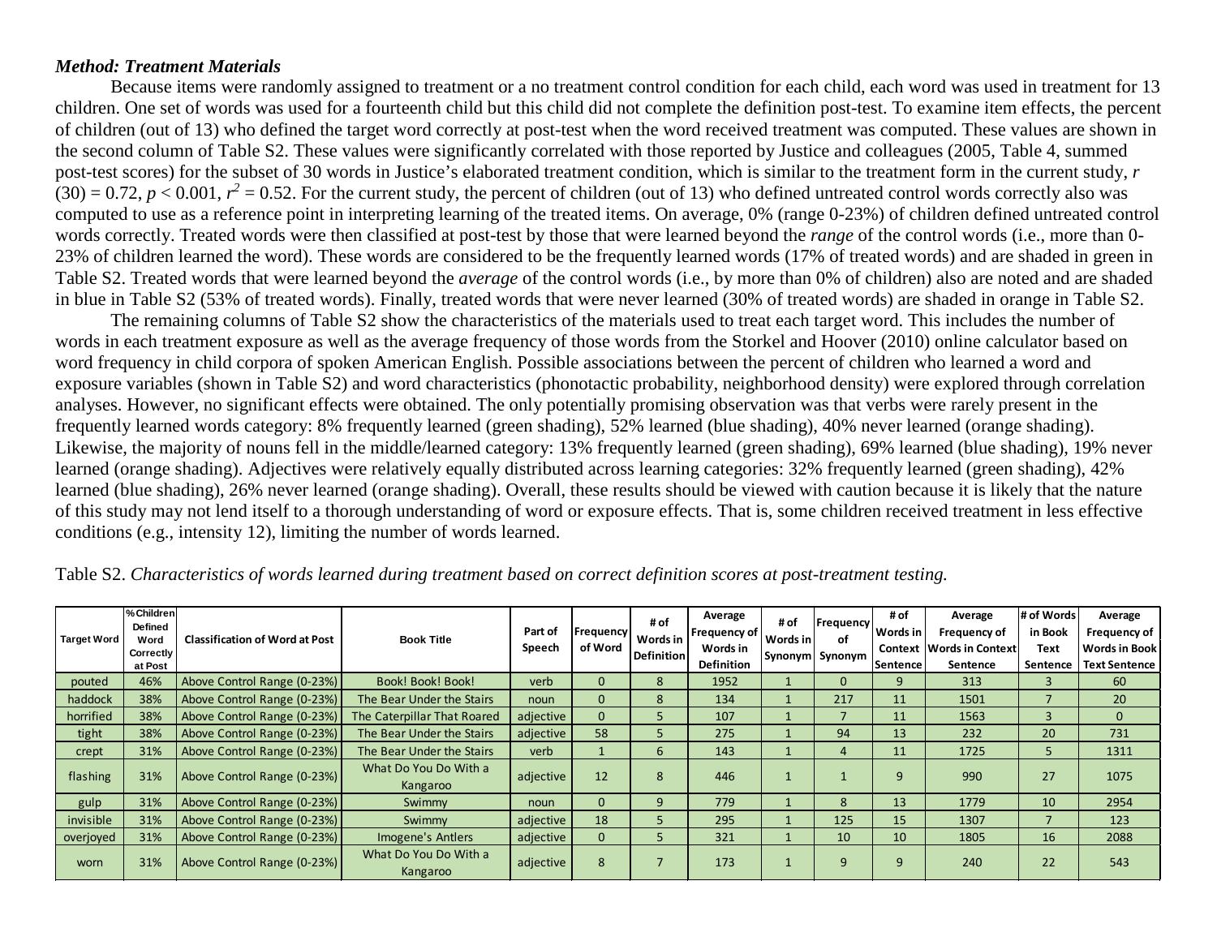### *Method: Treatment Materials*

Because items were randomly assigned to treatment or a no treatment control condition for each child, each word was used in treatment for 13 children. One set of words was used for a fourteenth child but this child did not complete the definition post-test. To examine item effects, the percent of children (out of 13) who defined the target word correctly at post-test when the word received treatment was computed. These values are shown in the second column of Table S2. These values were significantly correlated with those reported by Justice and colleagues (2005, Table 4, summed post-test scores) for the subset of 30 words in Justice's elaborated treatment condition, which is similar to the treatment form in the current study, $r$ $(30) = 0.72$, $p < 0.001$, $r^2 = 0.52$. For the current study, the percent of children (out of 13) who defined untreated control words correctly also was computed to use as a reference point in interpreting learning of the treated items. On average, 0% (range 0-23%) of children defined untreated control words correctly. Treated words were then classified at post-test by those that were learned beyond the *range* of the control words (i.e., more than 0-23% of children learned the word). These words are considered to be the frequently learned words (17% of treated words) and are shaded in green in Table S2. Treated words that were learned beyond the *average* of the control words (i.e., by more than 0% of children) also are noted and are shaded in blue in Table S2 (53% of treated words). Finally, treated words that were never learned (30% of treated words) are shaded in orange in Table S2.

The remaining columns of Table S2 show the characteristics of the materials used to treat each target word. This includes the number of words in each treatment exposure as well as the average frequency of those words from the Storkel and Hoover (2010) online calculator based on word frequency in child corpora of spoken American English. Possible associations between the percent of children who learned a word and exposure variables (shown in Table S2) and word characteristics (phonotactic probability, neighborhood density) were explored through correlation analyses. However, no significant effects were obtained. The only potentially promising observation was that verbs were rarely present in the frequently learned words category: 8% frequently learned (green shading), 52% learned (blue shading), 40% never learned (orange shading). Likewise, the majority of nouns fell in the middle/learned category: 13% frequently learned (green shading), 69% learned (blue shading), 19% never learned (orange shading). Adjectives were relatively equally distributed across learning categories: 32% frequently learned (green shading), 42% learned (blue shading), 26% never learned (orange shading). Overall, these results should be viewed with caution because it is likely that the nature of this study may not lend itself to a thorough understanding of word or exposure effects. That is, some children received treatment in less effective conditions (e.g., intensity 12), limiting the number of words learned.

Table S2. *Characteristics of words learned during treatment based on correct definition scores at post-treatment testing.*

| Target Word | % Children Defined Word Correctly at Post | Classification of Word at Post | Book Title | Part of Speech | Frequency of Word | # of Words in Definition | Average Frequency of Words in Definition | # of Words in Synonym | Frequency of Synonym | # of Words in Context Sentence | Average Frequency of Words in Context Sentence | # of Words in Book Text Sentence | Average Frequency of Words in Book Text Sentence |
|---|---|---|---|---|---|---|---|---|---|---|---|---|---|
| pouted | 46% | Above Control Range (0-23%) | Book! Book! Book! | verb | 0 | 8 | 1952 | 1 | 0 | 9 | 313 | 3 | 60 |
| haddock | 38% | Above Control Range (0-23%) | The Bear Under the Stairs | noun | 0 | 8 | 134 | 1 | 217 | 11 | 1501 | 7 | 20 |
| horrified | 38% | Above Control Range (0-23%) | The Caterpillar That Roared | adjective | 0 | 5 | 107 | 1 | 7 | 11 | 1563 | 3 | 0 |
| tight | 38% | Above Control Range (0-23%) | The Bear Under the Stairs | adjective | 58 | 5 | 275 | 1 | 94 | 13 | 232 | 20 | 731 |
| crept | 31% | Above Control Range (0-23%) | The Bear Under the Stairs | verb | 1 | 6 | 143 | 1 | 4 | 11 | 1725 | 5 | 1311 |
| flashing | 31% | Above Control Range (0-23%) | What Do You Do With a Kangaroo | adjective | 12 | 8 | 446 | 1 | 1 | 9 | 990 | 27 | 1075 |
| gulp | 31% | Above Control Range (0-23%) | Swimmy | noun | 0 | 9 | 779 | 1 | 8 | 13 | 1779 | 10 | 2954 |
| invisible | 31% | Above Control Range (0-23%) | Swimmy | adjective | 18 | 5 | 295 | 1 | 125 | 15 | 1307 | 7 | 123 |
| overjoyed | 31% | Above Control Range (0-23%) | Imogene's Antlers | adjective | 0 | 5 | 321 | 1 | 10 | 10 | 1805 | 16 | 2088 |
| worn | 31% | Above Control Range (0-23%) | What Do You Do With a Kangaroo | adjective | 8 | 7 | 173 | 1 | 9 | 9 | 240 | 22 | 543 |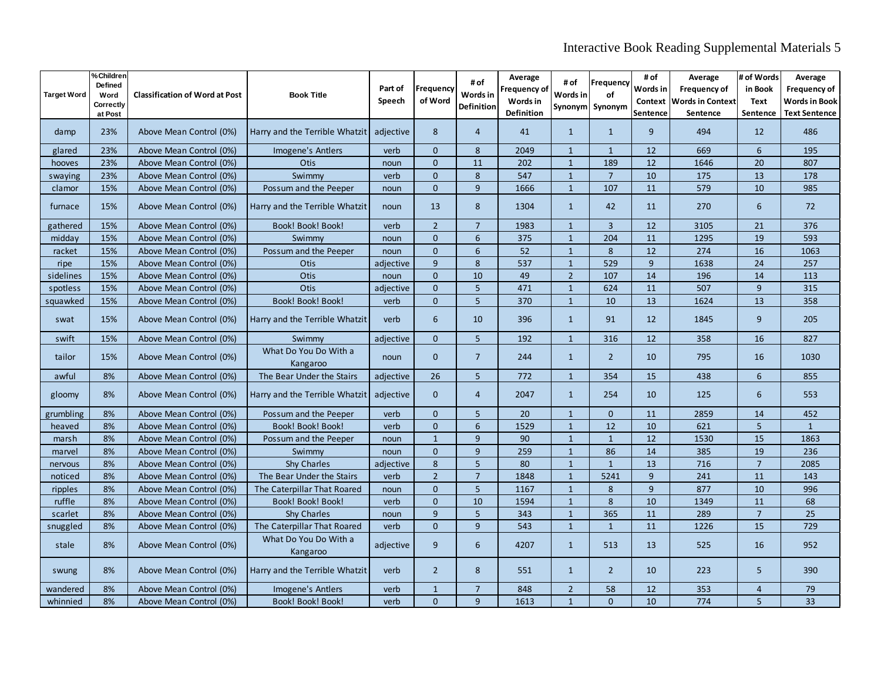| Target Word | % Children Defined Word Correctly at Post | Classification of Word at Post | Book Title | Part of Speech | Frequency of Word | # of Words in Definition | Average Frequency of Words in Definition | # of Words in Synonym | Frequency of Synonym | # of Words in Context Sentence | Average Frequency of Words in Context Sentence | # of Words in Book Text Sentence | Average Frequency of Words in Book Text Sentence |
|---|---|---|---|---|---|---|---|---|---|---|---|---|---|
| damp | 23% | Above Mean Control (0%) | Harry and the Terrible Whatzit | adjective | 8 | 4 | 41 | 1 | 1 | 9 | 494 | 12 | 486 |
| glared | 23% | Above Mean Control (0%) | Imogene's Antlers | verb | 0 | 8 | 2049 | 1 | 1 | 12 | 669 | 6 | 195 |
| hooves | 23% | Above Mean Control (0%) | Otis | noun | 0 | 11 | 202 | 1 | 189 | 12 | 1646 | 20 | 807 |
| swaying | 23% | Above Mean Control (0%) | Swimmy | verb | 0 | 8 | 547 | 1 | 7 | 10 | 175 | 13 | 178 |
| clamor | 15% | Above Mean Control (0%) | Possum and the Peeper | noun | 0 | 9 | 1666 | 1 | 107 | 11 | 579 | 10 | 985 |
| furnace | 15% | Above Mean Control (0%) | Harry and the Terrible Whatzit | noun | 13 | 8 | 1304 | 1 | 42 | 11 | 270 | 6 | 72 |
| gathered | 15% | Above Mean Control (0%) | Book! Book! Book! | verb | 2 | 7 | 1983 | 1 | 3 | 12 | 3105 | 21 | 376 |
| midday | 15% | Above Mean Control (0%) | Swimmy | noun | 0 | 6 | 375 | 1 | 204 | 11 | 1295 | 19 | 593 |
| racket | 15% | Above Mean Control (0%) | Possum and the Peeper | noun | 0 | 6 | 52 | 1 | 8 | 12 | 274 | 16 | 1063 |
| ripe | 15% | Above Mean Control (0%) | Otis | adjective | 9 | 8 | 537 | 1 | 529 | 9 | 1638 | 24 | 257 |
| sidelines | 15% | Above Mean Control (0%) | Otis | noun | 0 | 10 | 49 | 2 | 107 | 14 | 196 | 14 | 113 |
| spotless | 15% | Above Mean Control (0%) | Otis | adjective | 0 | 5 | 471 | 1 | 624 | 11 | 507 | 9 | 315 |
| squawked | 15% | Above Mean Control (0%) | Book! Book! Book! | verb | 0 | 5 | 370 | 1 | 10 | 13 | 1624 | 13 | 358 |
| swat | 15% | Above Mean Control (0%) | Harry and the Terrible Whatzit | verb | 6 | 10 | 396 | 1 | 91 | 12 | 1845 | 9 | 205 |
| swift | 15% | Above Mean Control (0%) | Swimmy | adjective | 0 | 5 | 192 | 1 | 316 | 12 | 358 | 16 | 827 |
| tailor | 15% | Above Mean Control (0%) | What Do You Do With a Kangaroo | noun | 0 | 7 | 244 | 1 | 2 | 10 | 795 | 16 | 1030 |
| awful | 8% | Above Mean Control (0%) | The Bear Under the Stairs | adjective | 26 | 5 | 772 | 1 | 354 | 15 | 438 | 6 | 855 |
| gloomy | 8% | Above Mean Control (0%) | Harry and the Terrible Whatzit | adjective | 0 | 4 | 2047 | 1 | 254 | 10 | 125 | 6 | 553 |
| grumbling | 8% | Above Mean Control (0%) | Possum and the Peeper | verb | 0 | 5 | 20 | 1 | 0 | 11 | 2859 | 14 | 452 |
| heaved | 8% | Above Mean Control (0%) | Book! Book! Book! | verb | 0 | 6 | 1529 | 1 | 12 | 10 | 621 | 5 | 1 |
| marsh | 8% | Above Mean Control (0%) | Possum and the Peeper | noun | 1 | 9 | 90 | 1 | 1 | 12 | 1530 | 15 | 1863 |
| marvel | 8% | Above Mean Control (0%) | Swimmy | noun | 0 | 9 | 259 | 1 | 86 | 14 | 385 | 19 | 236 |
| nervous | 8% | Above Mean Control (0%) | Shy Charles | adjective | 8 | 5 | 80 | 1 | 1 | 13 | 716 | 7 | 2085 |
| noticed | 8% | Above Mean Control (0%) | The Bear Under the Stairs | verb | 2 | 7 | 1848 | 1 | 5241 | 9 | 241 | 11 | 143 |
| ripples | 8% | Above Mean Control (0%) | The Caterpillar That Roared | noun | 0 | 5 | 1167 | 1 | 8 | 9 | 877 | 10 | 996 |
| ruffle | 8% | Above Mean Control (0%) | Book! Book! Book! | verb | 0 | 10 | 1594 | 1 | 8 | 10 | 1349 | 11 | 68 |
| scarlet | 8% | Above Mean Control (0%) | Shy Charles | noun | 9 | 5 | 343 | 1 | 365 | 11 | 289 | 7 | 25 |
| snuggled | 8% | Above Mean Control (0%) | The Caterpillar That Roared | verb | 0 | 9 | 543 | 1 | 1 | 11 | 1226 | 15 | 729 |
| stale | 8% | Above Mean Control (0%) | What Do You Do With a Kangaroo | adjective | 9 | 6 | 4207 | 1 | 513 | 13 | 525 | 16 | 952 |
| swung | 8% | Above Mean Control (0%) | Harry and the Terrible Whatzit | verb | 2 | 8 | 551 | 1 | 2 | 10 | 223 | 5 | 390 |
| wandered | 8% | Above Mean Control (0%) | Imogene's Antlers | verb | 1 | 7 | 848 | 2 | 58 | 12 | 353 | 4 | 79 |
| whinnied | 8% | Above Mean Control (0%) | Book! Book! Book! | verb | 0 | 9 | 1613 | 1 | 0 | 10 | 774 | 5 | 33 |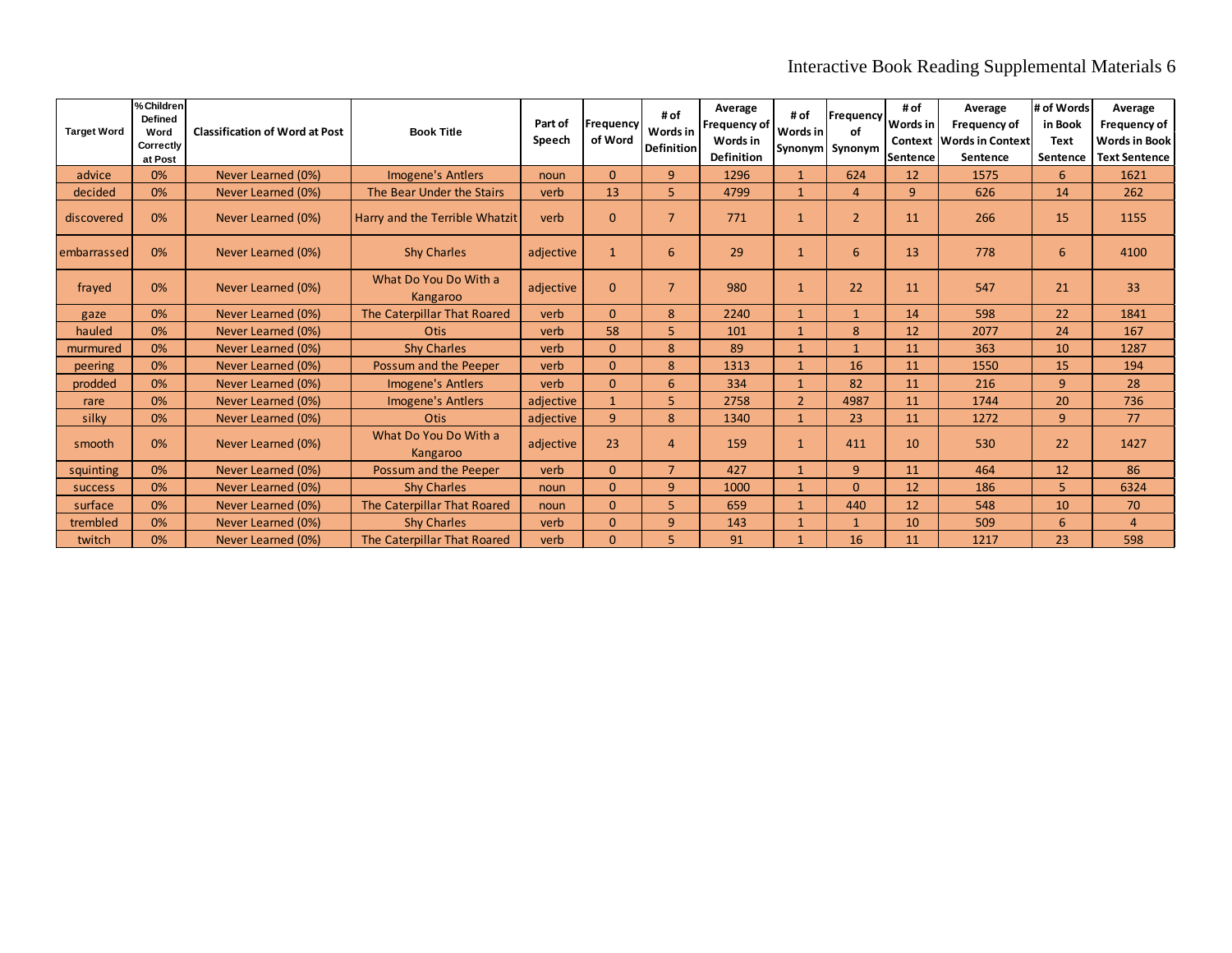| Target Word | % Children Defined Word Correctly at Post | Classification of Word at Post | Book Title | Part of Speech | Frequency of Word | # of Words in Definition | Average Frequency of Words in Definition | # of Words in Synonym | Frequency of Synonym | # of Words in Context Sentence | Average Frequency of Words in Context Sentence | # of Words in Book Text Sentence | Average Frequency of Words in Book Text Sentence |
|---|---|---|---|---|---|---|---|---|---|---|---|---|---|
| advice | 0% | Never Learned (0%) | Imogene's Antlers | noun | 0 | 9 | 1296 | 1 | 624 | 12 | 1575 | 6 | 1621 |
| decided | 0% | Never Learned (0%) | The Bear Under the Stairs | verb | 13 | 5 | 4799 | 1 | 4 | 9 | 626 | 14 | 262 |
| discovered | 0% | Never Learned (0%) | Harry and the Terrible Whatzit | verb | 0 | 7 | 771 | 1 | 2 | 11 | 266 | 15 | 1155 |
| embarrassed | 0% | Never Learned (0%) | Shy Charles | adjective | 1 | 6 | 29 | 1 | 6 | 13 | 778 | 6 | 4100 |
| frayed | 0% | Never Learned (0%) | What Do You Do With a Kangaroo | adjective | 0 | 7 | 980 | 1 | 22 | 11 | 547 | 21 | 33 |
| gaze | 0% | Never Learned (0%) | The Caterpillar That Roared | verb | 0 | 8 | 2240 | 1 | 1 | 14 | 598 | 22 | 1841 |
| hauled | 0% | Never Learned (0%) | Otis | verb | 58 | 5 | 101 | 1 | 8 | 12 | 2077 | 24 | 167 |
| murmured | 0% | Never Learned (0%) | Shy Charles | verb | 0 | 8 | 89 | 1 | 1 | 11 | 363 | 10 | 1287 |
| peering | 0% | Never Learned (0%) | Possum and the Peeper | verb | 0 | 8 | 1313 | 1 | 16 | 11 | 1550 | 15 | 194 |
| prodded | 0% | Never Learned (0%) | Imogene's Antlers | verb | 0 | 6 | 334 | 1 | 82 | 11 | 216 | 9 | 28 |
| rare | 0% | Never Learned (0%) | Imogene's Antlers | adjective | 1 | 5 | 2758 | 2 | 4987 | 11 | 1744 | 20 | 736 |
| silky | 0% | Never Learned (0%) | Otis | adjective | 9 | 8 | 1340 | 1 | 23 | 11 | 1272 | 9 | 77 |
| smooth | 0% | Never Learned (0%) | What Do You Do With a Kangaroo | adjective | 23 | 4 | 159 | 1 | 411 | 10 | 530 | 22 | 1427 |
| squinting | 0% | Never Learned (0%) | Possum and the Peeper | verb | 0 | 7 | 427 | 1 | 9 | 11 | 464 | 12 | 86 |
| success | 0% | Never Learned (0%) | Shy Charles | noun | 0 | 9 | 1000 | 1 | 0 | 12 | 186 | 5 | 6324 |
| surface | 0% | Never Learned (0%) | The Caterpillar That Roared | noun | 0 | 5 | 659 | 1 | 440 | 12 | 548 | 10 | 70 |
| trembled | 0% | Never Learned (0%) | Shy Charles | verb | 0 | 9 | 143 | 1 | 1 | 10 | 509 | 6 | 4 |
| twitch | 0% | Never Learned (0%) | The Caterpillar That Roared | verb | 0 | 5 | 91 | 1 | 16 | 11 | 1217 | 23 | 598 |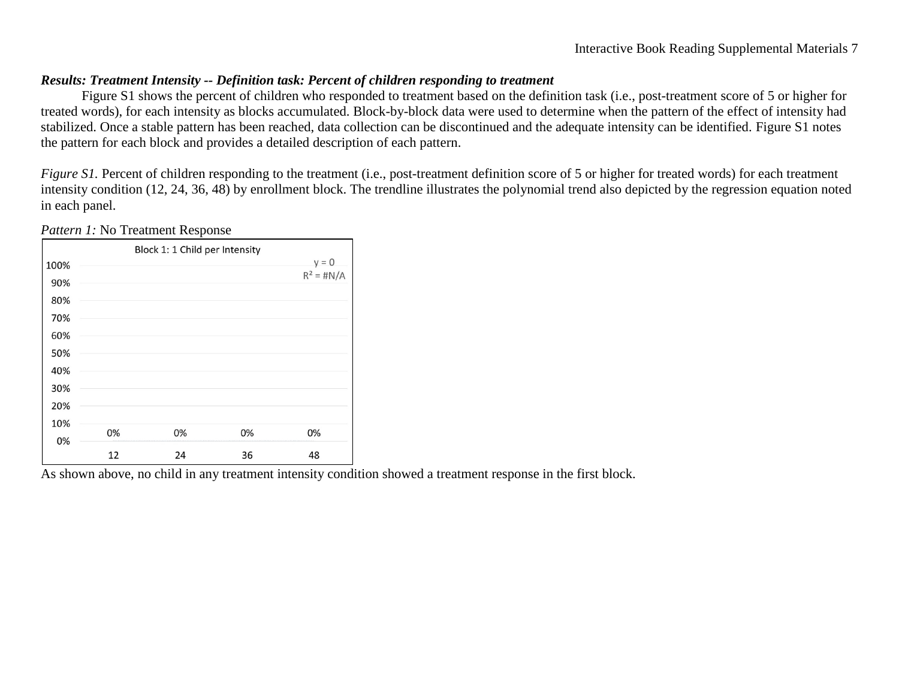***Results: Treatment Intensity -- Definition task: Percent of children responding to treatment***

Figure S1 shows the percent of children who responded to treatment based on the definition task (i.e., post-treatment score of 5 or higher for treated words), for each intensity as blocks accumulated. Block-by-block data were used to determine when the pattern of the effect of intensity had stabilized. Once a stable pattern has been reached, data collection can be discontinued and the adequate intensity can be identified. Figure S1 notes the pattern for each block and provides a detailed description of each pattern.

*Figure S1.* Percent of children responding to the treatment (i.e., post-treatment definition score of 5 or higher for treated words) for each treatment intensity condition (12, 24, 36, 48) by enrollment block. The trendline illustrates the polynomial trend also depicted by the regression equation noted in each panel.

*Pattern 1:* No Treatment Response

Block 1: 1 Child per Intensity

$y = 0$
$R^2$ = #N/A

| Intensity | 12 | 24 | 36 | 48 |
|---|---|---|---|---|
| Percent | 0% | 0% | 0% | 0% |

As shown above, no child in any treatment intensity condition showed a treatment response in the first block.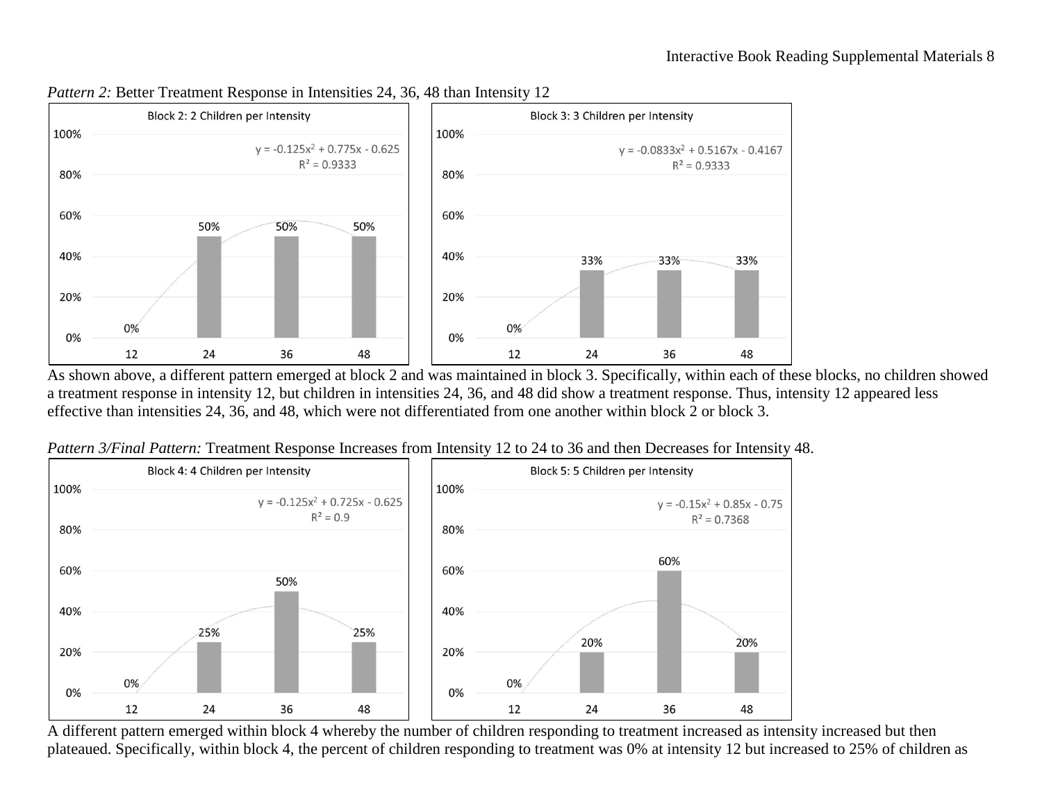*Pattern 2:* Better Treatment Response in Intensities 24, 36, 48 than Intensity 12

Block 2: 2 Children per Intensity

$y = -0.125x^2 + 0.775x - 0.625$
$R^2 = 0.9333$

| Intensity | 12 | 24 | 36 | 48 |
|---|---|---|---|---|
| Percent | 0% | 50% | 50% | 50% |

Block 3: 3 Children per Intensity

$y = -0.0833x^2 + 0.5167x - 0.4167$
$R^2 = 0.9333$

| Intensity | 12 | 24 | 36 | 48 |
|---|---|---|---|---|
| Percent | 0% | 33% | 33% | 33% |

As shown above, a different pattern emerged at block 2 and was maintained in block 3. Specifically, within each of these blocks, no children showed a treatment response in intensity 12, but children in intensities 24, 36, and 48 did show a treatment response. Thus, intensity 12 appeared less effective than intensities 24, 36, and 48, which were not differentiated from one another within block 2 or block 3.

*Pattern 3/Final Pattern:* Treatment Response Increases from Intensity 12 to 24 to 36 and then Decreases for Intensity 48.

Block 4: 4 Children per Intensity

$y = -0.125x^2 + 0.725x - 0.625$
$R^2 = 0.9$

| Intensity | 12 | 24 | 36 | 48 |
|---|---|---|---|---|
| Percent | 0% | 25% | 50% | 25% |

Block 5: 5 Children per Intensity

$y = -0.15x^2 + 0.85x - 0.75$
$R^2 = 0.7368$

| Intensity | 12 | 24 | 36 | 48 |
|---|---|---|---|---|
| Percent | 0% | 20% | 60% | 20% |

A different pattern emerged within block 4 whereby the number of children responding to treatment increased as intensity increased but then plateaued. Specifically, within block 4, the percent of children responding to treatment was 0% at intensity 12 but increased to 25% of children as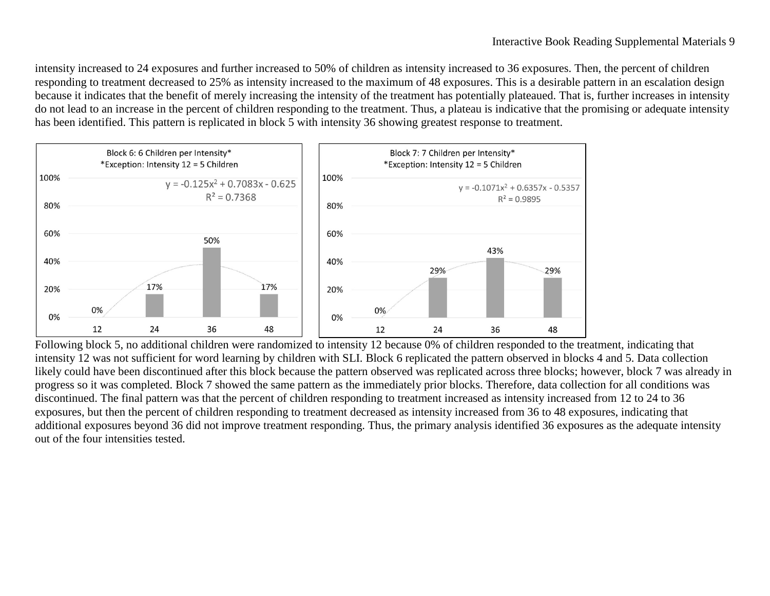intensity increased to 24 exposures and further increased to 50% of children as intensity increased to 36 exposures. Then, the percent of children responding to treatment decreased to 25% as intensity increased to the maximum of 48 exposures. This is a desirable pattern in an escalation design because it indicates that the benefit of merely increasing the intensity of the treatment has potentially plateaued. That is, further increases in intensity do not lead to an increase in the percent of children responding to the treatment. Thus, a plateau is indicative that the promising or adequate intensity has been identified. This pattern is replicated in block 5 with intensity 36 showing greatest response to treatment.

Block 6: 6 Children per Intensity*
*Exception: Intensity 12 = 5 Children

$y = -0.125x^2 + 0.7083x - 0.625$
$R^2 = 0.7368$

| Intensity | 12 | 24 | 36 | 48 |
| --- | --- | --- | --- | --- |
| Percent | 0% | 17% | 50% | 17% |

Block 7: 7 Children per Intensity*
*Exception: Intensity 12 = 5 Children

$y = -0.1071x^2 + 0.6357x - 0.5357$
$R^2 = 0.9895$

| Intensity | 12 | 24 | 36 | 48 |
| --- | --- | --- | --- | --- |
| Percent | 0% | 29% | 43% | 29% |

Following block 5, no additional children were randomized to intensity 12 because 0% of children responded to the treatment, indicating that intensity 12 was not sufficient for word learning by children with SLI. Block 6 replicated the pattern observed in blocks 4 and 5. Data collection likely could have been discontinued after this block because the pattern observed was replicated across three blocks; however, block 7 was already in progress so it was completed. Block 7 showed the same pattern as the immediately prior blocks. Therefore, data collection for all conditions was discontinued. The final pattern was that the percent of children responding to treatment increased as intensity increased from 12 to 24 to 36 exposures, but then the percent of children responding to treatment decreased as intensity increased from 36 to 48 exposures, indicating that additional exposures beyond 36 did not improve treatment responding. Thus, the primary analysis identified 36 exposures as the adequate intensity out of the four intensities tested.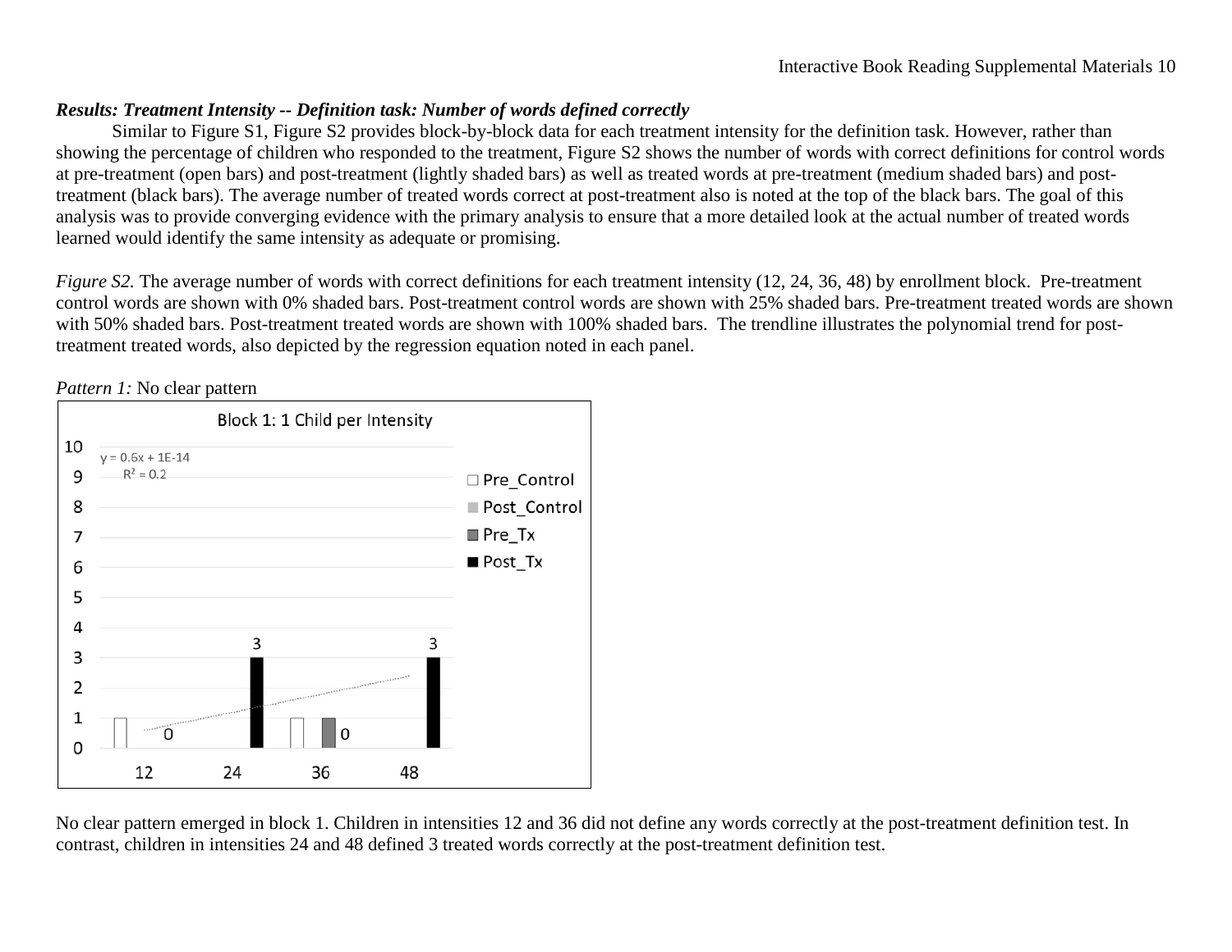***Results: Treatment Intensity -- Definition task: Number of words defined correctly***

Similar to Figure S1, Figure S2 provides block-by-block data for each treatment intensity for the definition task. However, rather than showing the percentage of children who responded to the treatment, Figure S2 shows the number of words with correct definitions for control words at pre-treatment (open bars) and post-treatment (lightly shaded bars) as well as treated words at pre-treatment (medium shaded bars) and post-treatment (black bars). The average number of treated words correct at post-treatment also is noted at the top of the black bars. The goal of this analysis was to provide converging evidence with the primary analysis to ensure that a more detailed look at the actual number of treated words learned would identify the same intensity as adequate or promising.

*Figure S2.* The average number of words with correct definitions for each treatment intensity (12, 24, 36, 48) by enrollment block. Pre-treatment control words are shown with 0% shaded bars. Post-treatment control words are shown with 25% shaded bars. Pre-treatment treated words are shown with 50% shaded bars. Post-treatment treated words are shown with 100% shaded bars. The trendline illustrates the polynomial trend for post-treatment treated words, also depicted by the regression equation noted in each panel.

*Pattern 1:* No clear pattern

No clear pattern emerged in block 1. Children in intensities 12 and 36 did not define any words correctly at the post-treatment definition test. In contrast, children in intensities 24 and 48 defined 3 treated words correctly at the post-treatment definition test.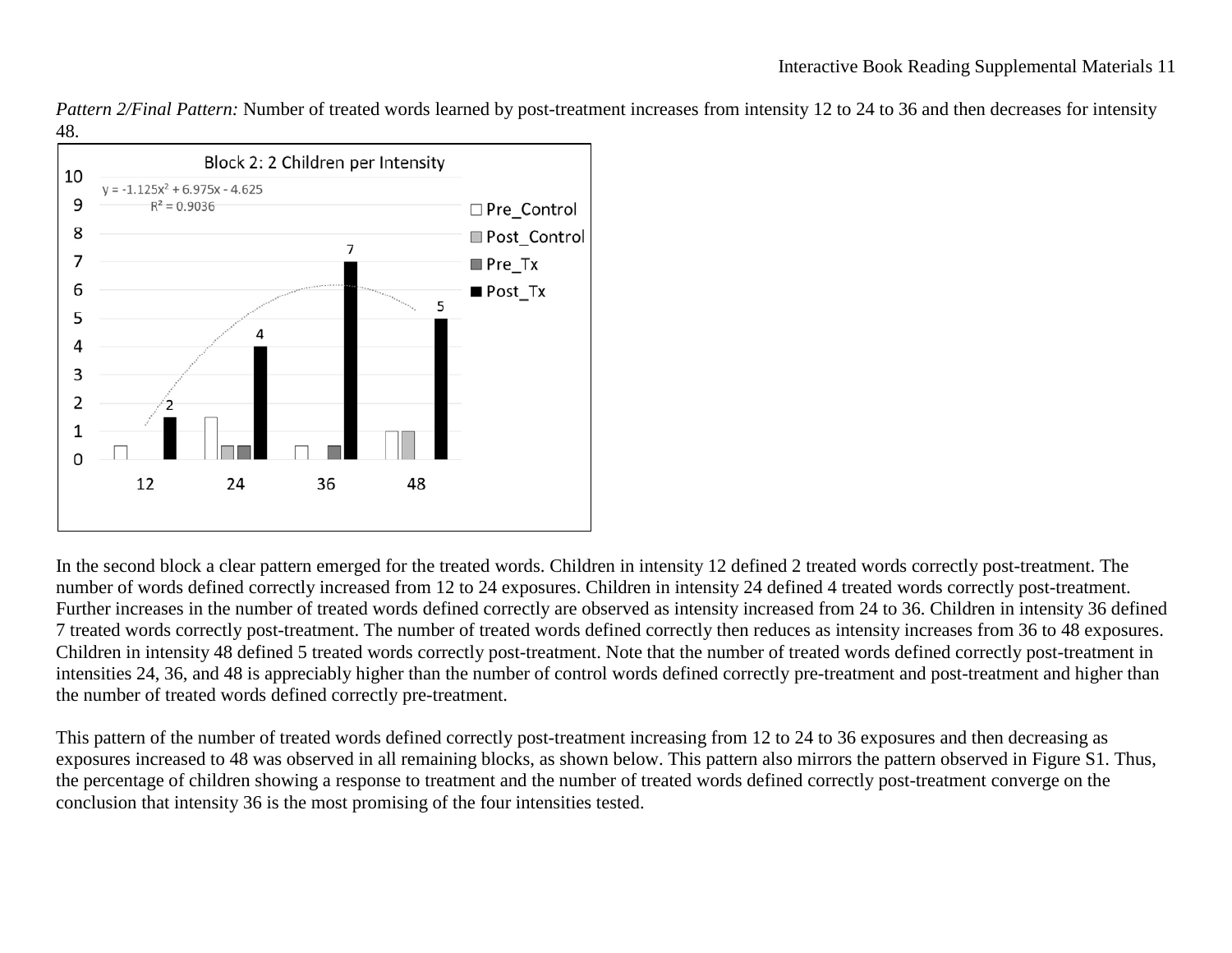*Pattern 2/Final Pattern:* Number of treated words learned by post-treatment increases from intensity 12 to 24 to 36 and then decreases for intensity 48.

In the second block a clear pattern emerged for the treated words. Children in intensity 12 defined 2 treated words correctly post-treatment. The number of words defined correctly increased from 12 to 24 exposures. Children in intensity 24 defined 4 treated words correctly post-treatment. Further increases in the number of treated words defined correctly are observed as intensity increased from 24 to 36. Children in intensity 36 defined 7 treated words correctly post-treatment. The number of treated words defined correctly then reduces as intensity increases from 36 to 48 exposures. Children in intensity 48 defined 5 treated words correctly post-treatment. Note that the number of treated words defined correctly post-treatment in intensities 24, 36, and 48 is appreciably higher than the number of control words defined correctly pre-treatment and post-treatment and higher than the number of treated words defined correctly pre-treatment.

This pattern of the number of treated words defined correctly post-treatment increasing from 12 to 24 to 36 exposures and then decreasing as exposures increased to 48 was observed in all remaining blocks, as shown below. This pattern also mirrors the pattern observed in Figure S1. Thus, the percentage of children showing a response to treatment and the number of treated words defined correctly post-treatment converge on the conclusion that intensity 36 is the most promising of the four intensities tested.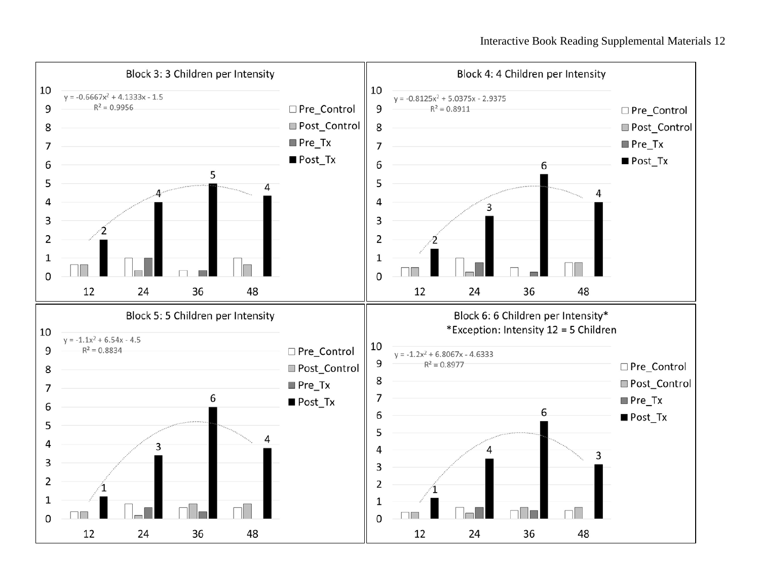### Block 3: 3 Children per Intensity

$y = -0.6667x^2 + 4.1333x - 1.5$

$R^2 = 0.9956$

Legend: Pre_Control, Post_Control, Pre_Tx, Post_Tx

Post_Tx labels: 12: 2; 24: 4; 36: 5; 48: 4

### Block 4: 4 Children per Intensity

$y = -0.8125x^2 + 5.0375x - 2.9375$

$R^2 = 0.8911$

Legend: Pre_Control, Post_Control, Pre_Tx, Post_Tx

Post_Tx labels: 12: 2; 24: 3; 36: 6; 48: 4

### Block 5: 5 Children per Intensity

$y = -1.1x^2 + 6.54x - 4.5$

$R^2 = 0.8834$

Legend: Pre_Control, Post_Control, Pre_Tx, Post_Tx

Post_Tx labels: 12: 1; 24: 3; 36: 6; 48: 4

### Block 6: 6 Children per Intensity*

*Exception: Intensity 12 = 5 Children

$y = -1.2x^2 + 6.8067x - 4.6333$

$R^2 = 0.8977$

Legend: Pre_Control, Post_Control, Pre_Tx, Post_Tx

Post_Tx labels: 12: 1; 24: 4; 36: 6; 48: 3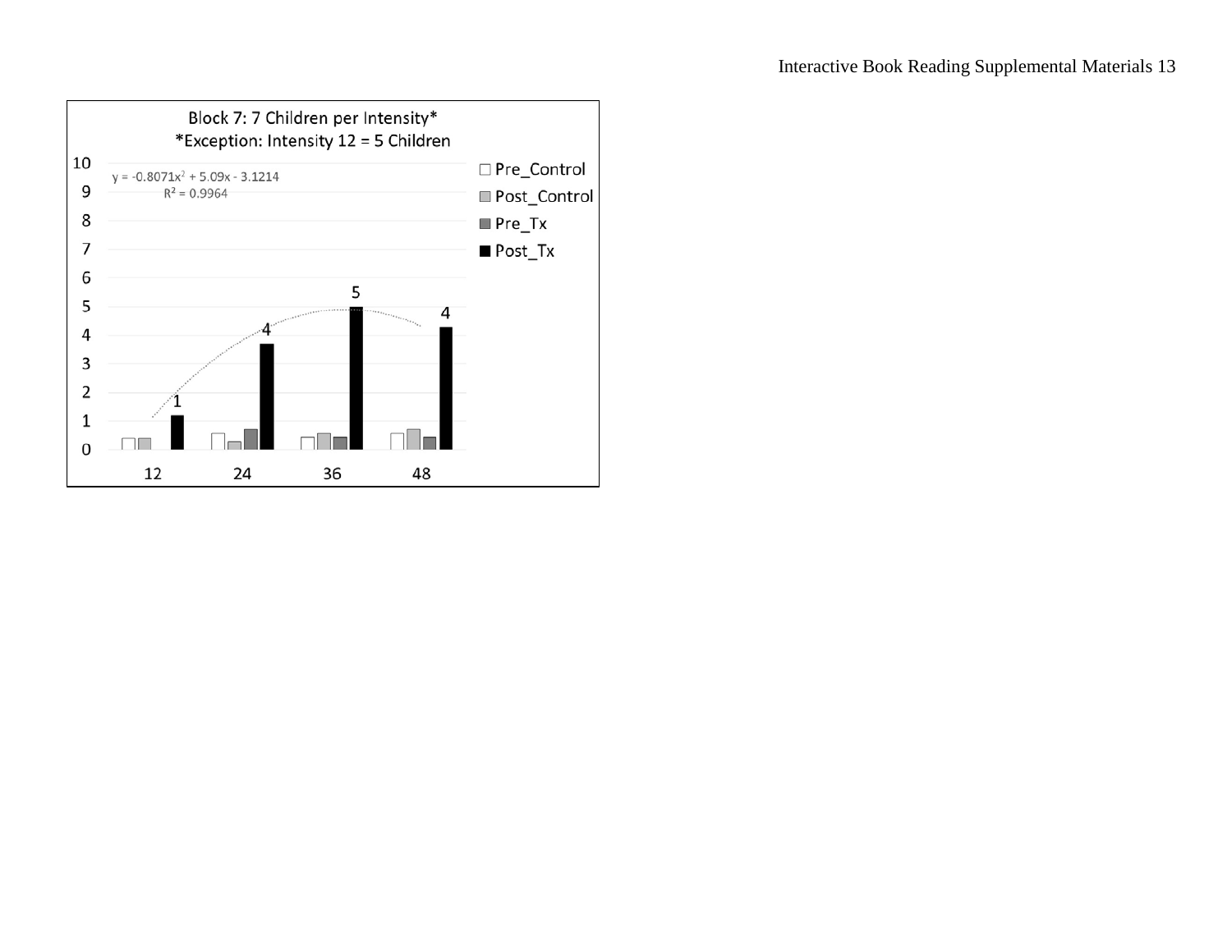Block 7: 7 Children per Intensity*
*Exception: Intensity 12 = 5 Children

$y = -0.8071x^2 + 5.09x - 3.1214$
$R^2 = 0.9964$

□ Pre_Control
■ Post_Control
■ Pre_Tx
■ Post_Tx

| Intensity | Post_Tx |
|---|---|
| 12 | 1 |
| 24 | 4 |
| 36 | 5 |
| 48 | 4 |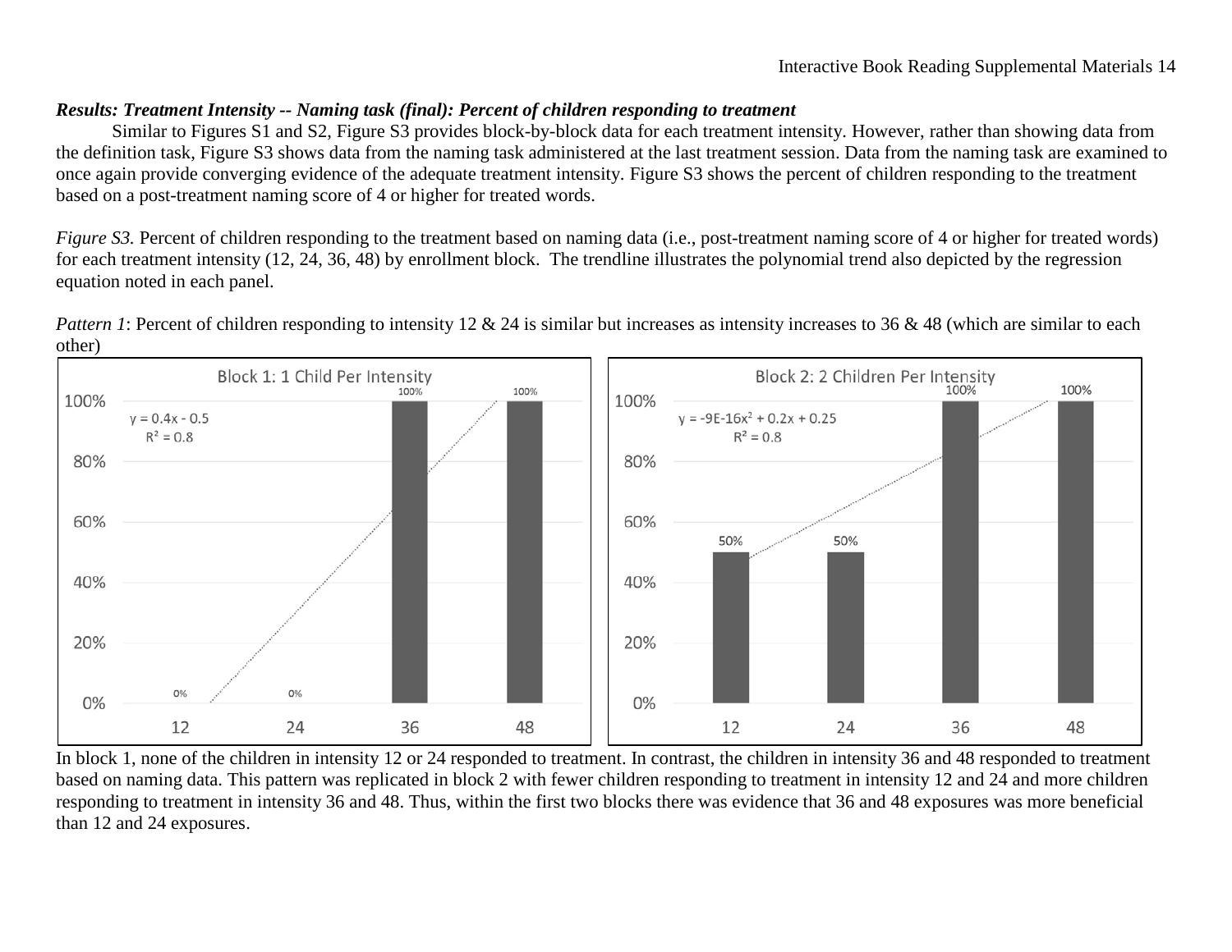***Results: Treatment Intensity -- Naming task (final): Percent of children responding to treatment***

Similar to Figures S1 and S2, Figure S3 provides block-by-block data for each treatment intensity. However, rather than showing data from the definition task, Figure S3 shows data from the naming task administered at the last treatment session. Data from the naming task are examined to once again provide converging evidence of the adequate treatment intensity. Figure S3 shows the percent of children responding to the treatment based on a post-treatment naming score of 4 or higher for treated words.

*Figure S3.* Percent of children responding to the treatment based on naming data (i.e., post-treatment naming score of 4 or higher for treated words) for each treatment intensity (12, 24, 36, 48) by enrollment block. The trendline illustrates the polynomial trend also depicted by the regression equation noted in each panel.

*Pattern 1*: Percent of children responding to intensity 12 & 24 is similar but increases as intensity increases to 36 & 48 (which are similar to each other)

In block 1, none of the children in intensity 12 or 24 responded to treatment. In contrast, the children in intensity 36 and 48 responded to treatment based on naming data. This pattern was replicated in block 2 with fewer children responding to treatment in intensity 12 and 24 and more children responding to treatment in intensity 36 and 48. Thus, within the first two blocks there was evidence that 36 and 48 exposures was more beneficial than 12 and 24 exposures.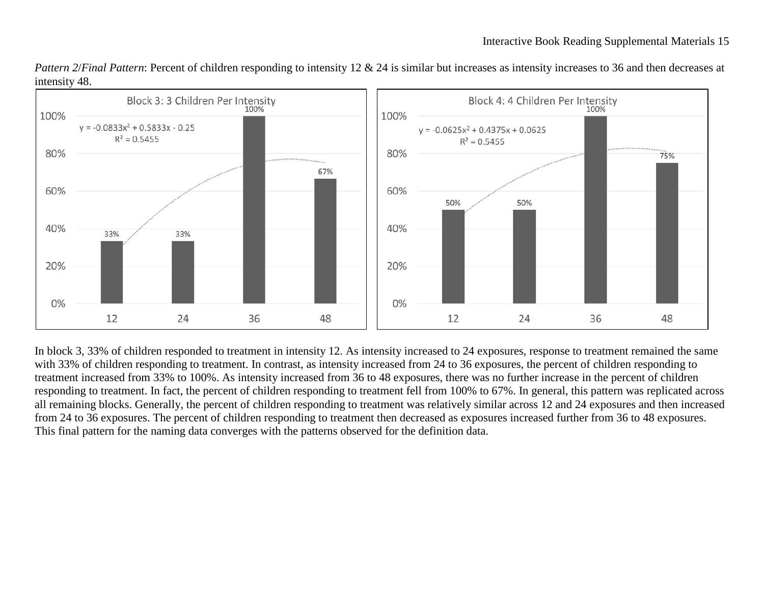*Pattern 2*/*Final Pattern*: Percent of children responding to intensity 12 & 24 is similar but increases as intensity increases to 36 and then decreases at intensity 48.

In block 3, 33% of children responded to treatment in intensity 12. As intensity increased to 24 exposures, response to treatment remained the same with 33% of children responding to treatment. In contrast, as intensity increased from 24 to 36 exposures, the percent of children responding to treatment increased from 33% to 100%. As intensity increased from 36 to 48 exposures, there was no further increase in the percent of children responding to treatment. In fact, the percent of children responding to treatment fell from 100% to 67%. In general, this pattern was replicated across all remaining blocks. Generally, the percent of children responding to treatment was relatively similar across 12 and 24 exposures and then increased from 24 to 36 exposures. The percent of children responding to treatment then decreased as exposures increased further from 36 to 48 exposures. This final pattern for the naming data converges with the patterns observed for the definition data.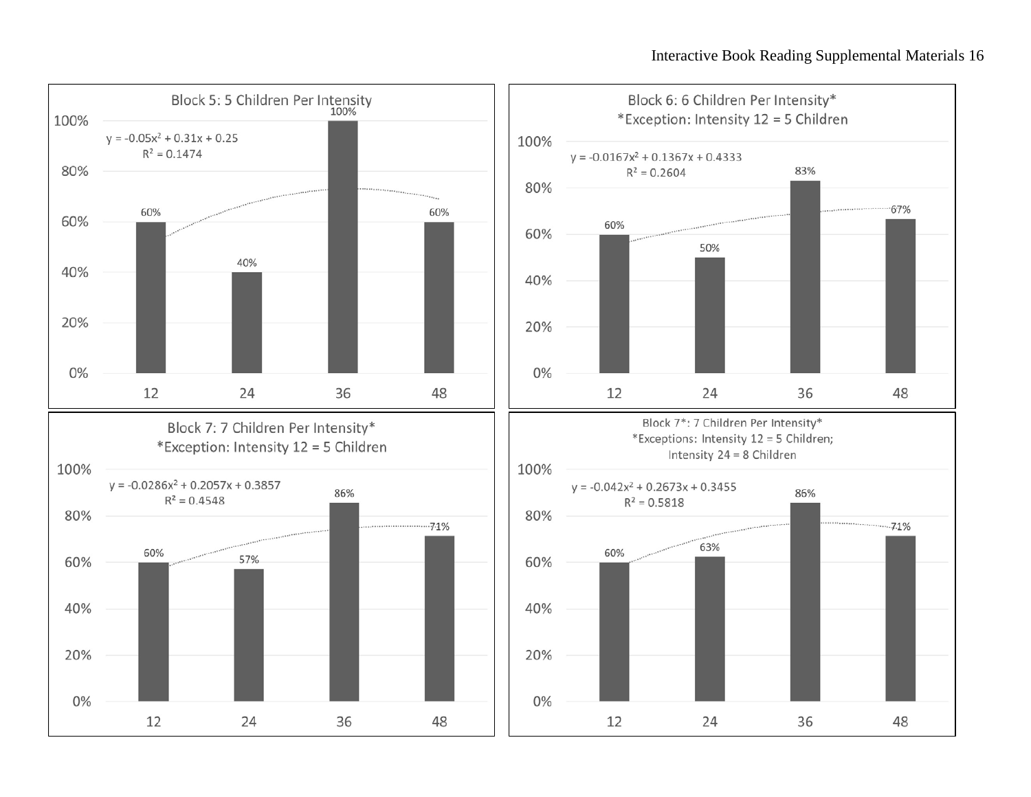Block 5: 5 Children Per Intensity

$y = -0.05x^2 + 0.31x + 0.25$
$R^2 = 0.1474$

| Intensity | 12 | 24 | 36 | 48 |
|---|---|---|---|---|
| % | 60% | 40% | 100% | 60% |

Block 6: 6 Children Per Intensity*
*Exception: Intensity 12 = 5 Children

$y = -0.0167x^2 + 0.1367x + 0.4333$
$R^2 = 0.2604$

| Intensity | 12 | 24 | 36 | 48 |
|---|---|---|---|---|
| % | 60% | 50% | 83% | 67% |

Block 7: 7 Children Per Intensity*
*Exception: Intensity 12 = 5 Children

$y = -0.0286x^2 + 0.2057x + 0.3857$
$R^2 = 0.4548$

| Intensity | 12 | 24 | 36 | 48 |
|---|---|---|---|---|
| % | 60% | 57% | 86% | 71% |

Block 7*: 7 Children Per Intensity*
*Exceptions: Intensity 12 = 5 Children; Intensity 24 = 8 Children

$y = -0.042x^2 + 0.2673x + 0.3455$
$R^2 = 0.5818$

| Intensity | 12 | 24 | 36 | 48 |
|---|---|---|---|---|
| % | 60% | 63% | 86% | 71% |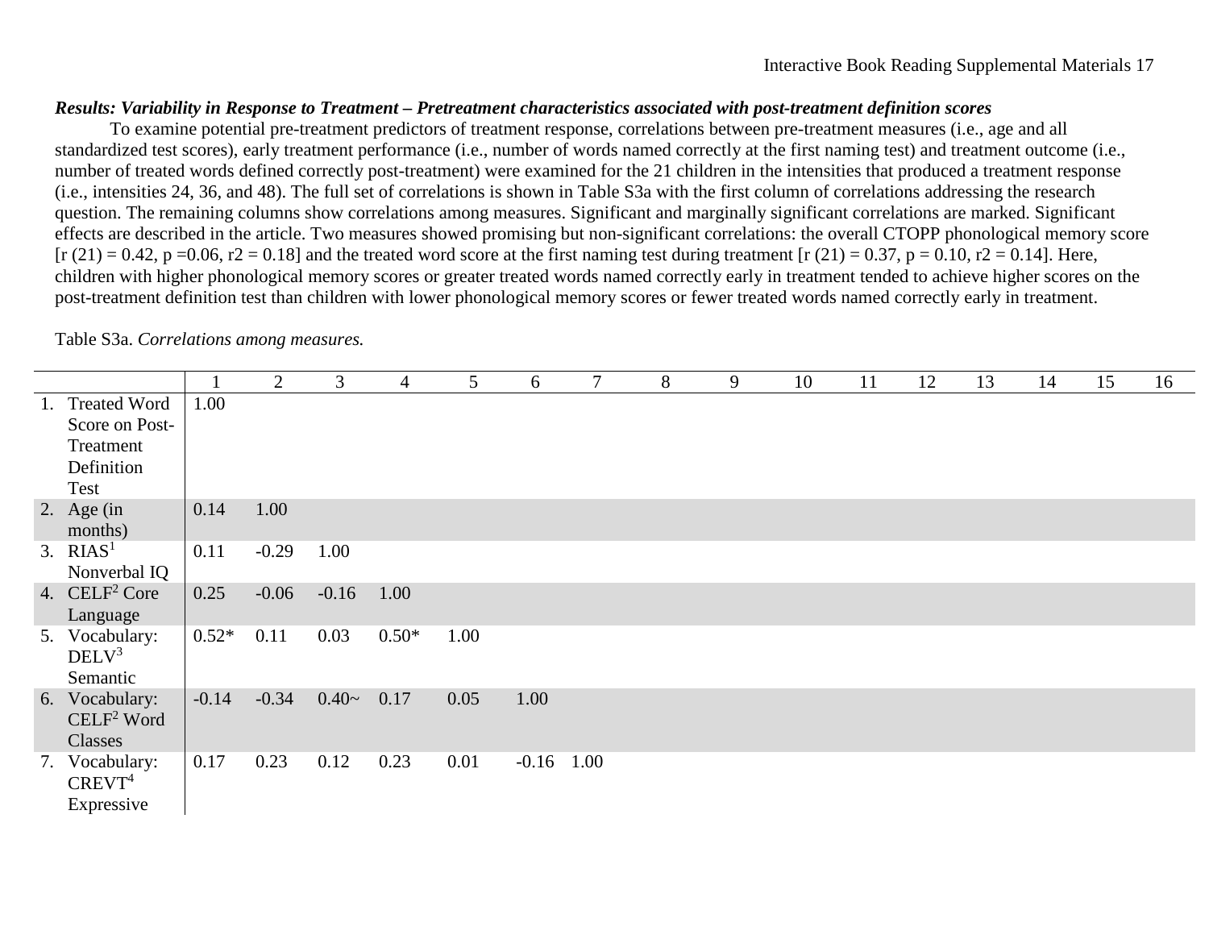***Results: Variability in Response to Treatment – Pretreatment characteristics associated with post-treatment definition scores***

To examine potential pre-treatment predictors of treatment response, correlations between pre-treatment measures (i.e., age and all standardized test scores), early treatment performance (i.e., number of words named correctly at the first naming test) and treatment outcome (i.e., number of treated words defined correctly post-treatment) were examined for the 21 children in the intensities that produced a treatment response (i.e., intensities 24, 36, and 48). The full set of correlations is shown in Table S3a with the first column of correlations addressing the research question. The remaining columns show correlations among measures. Significant and marginally significant correlations are marked. Significant effects are described in the article. Two measures showed promising but non-significant correlations: the overall CTOPP phonological memory score [$r(21) = 0.42$, $p = 0.06$, $r^2 = 0.18$] and the treated word score at the first naming test during treatment [$r(21) = 0.37$, $p = 0.10$, $r^2 = 0.14$]. Here, children with higher phonological memory scores or greater treated words named correctly early in treatment tended to achieve higher scores on the post-treatment definition test than children with lower phonological memory scores or fewer treated words named correctly early in treatment.

Table S3a. *Correlations among measures.*

| | 1 | 2 | 3 | 4 | 5 | 6 | 7 | 8 | 9 | 10 | 11 | 12 | 13 | 14 | 15 | 16 |
|---|---|---|---|---|---|---|---|---|---|---|---|---|---|---|---|---|
| 1. Treated Word Score on Post-Treatment Definition Test | 1.00 | | | | | | | | | | | | | | | |
| 2. Age (in months) | 0.14 | 1.00 | | | | | | | | | | | | | | |
| 3. RIAS[1] Nonverbal IQ | 0.11 | -0.29 | 1.00 | | | | | | | | | | | | | |
| 4. CELF[2] Core Language | 0.25 | -0.06 | -0.16 | 1.00 | | | | | | | | | | | | |
| 5. Vocabulary: DELV[3] Semantic | 0.52* | 0.11 | 0.03 | 0.50* | 1.00 | | | | | | | | | | | |
| 6. Vocabulary: CELF[2] Word Classes | -0.14 | -0.34 | 0.40~ | 0.17 | 0.05 | 1.00 | | | | | | | | | | |
| 7. Vocabulary: CREVT[4] Expressive | 0.17 | 0.23 | 0.12 | 0.23 | 0.01 | -0.16 | 1.00 | | | | | | | | | |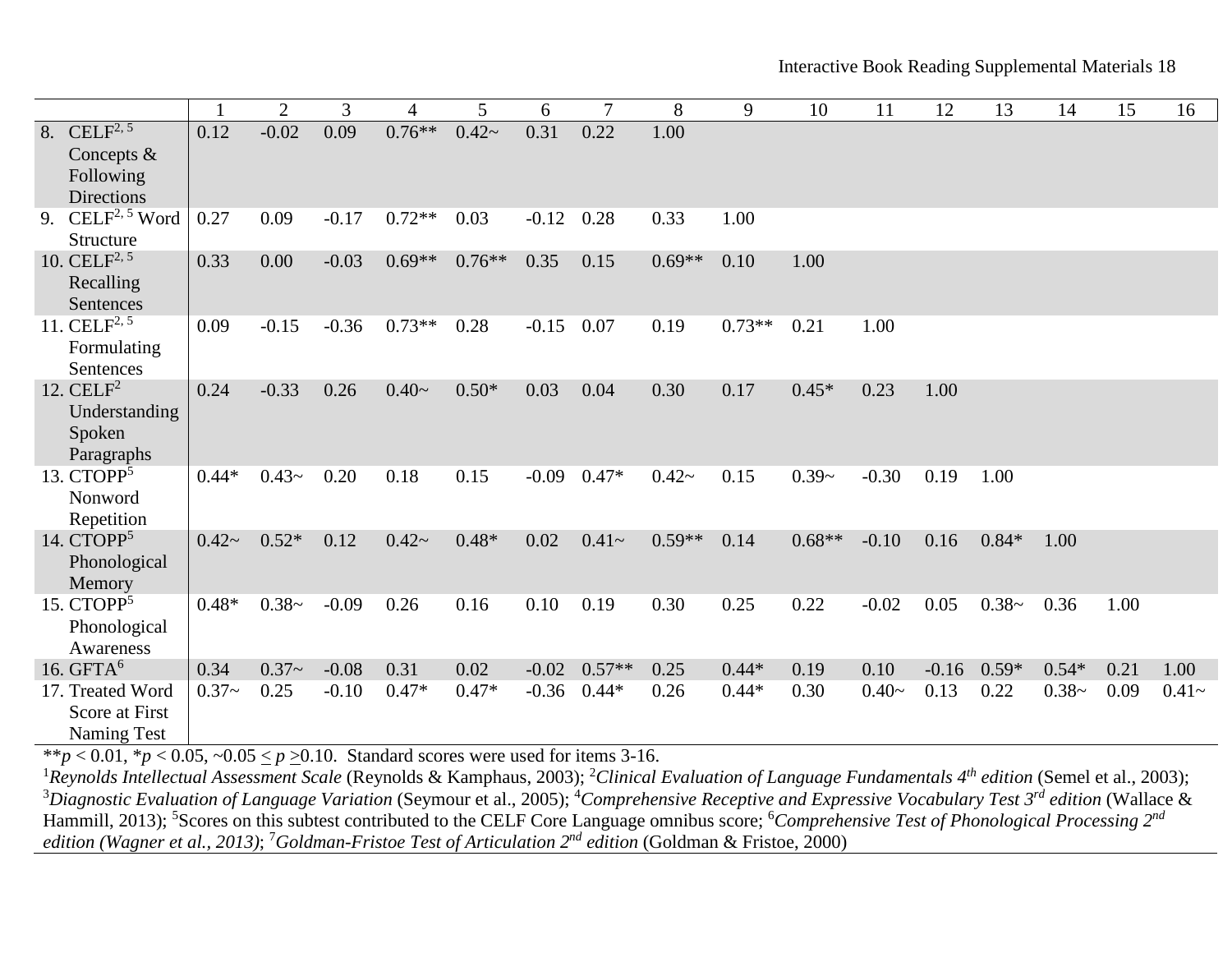| | 1 | 2 | 3 | 4 | 5 | 6 | 7 | 8 | 9 | 10 | 11 | 12 | 13 | 14 | 15 | 16 |
|---|---|---|---|---|---|---|---|---|---|---|---|---|---|---|---|---|
| 8. CELF[2, 5] Concepts & Following Directions | 0.12 | -0.02 | 0.09 | 0.76** | 0.42~ | 0.31 | 0.22 | 1.00 | | | | | | | | |
| 9. CELF[2, 5] Word Structure | 0.27 | 0.09 | -0.17 | 0.72** | 0.03 | -0.12 | 0.28 | 0.33 | 1.00 | | | | | | | |
| 10. CELF[2, 5] Recalling Sentences | 0.33 | 0.00 | -0.03 | 0.69** | 0.76** | 0.35 | 0.15 | 0.69** | 0.10 | 1.00 | | | | | | |
| 11. CELF[2, 5] Formulating Sentences | 0.09 | -0.15 | -0.36 | 0.73** | 0.28 | -0.15 | 0.07 | 0.19 | 0.73** | 0.21 | 1.00 | | | | | |
| 12. CELF[2] Understanding Spoken Paragraphs | 0.24 | -0.33 | 0.26 | 0.40~ | 0.50* | 0.03 | 0.04 | 0.30 | 0.17 | 0.45* | 0.23 | 1.00 | | | | |
| 13. CTOPP[5] Nonword Repetition | 0.44* | 0.43~ | 0.20 | 0.18 | 0.15 | -0.09 | 0.47* | 0.42~ | 0.15 | 0.39~ | -0.30 | 0.19 | 1.00 | | | |
| 14. CTOPP[5] Phonological Memory | 0.42~ | 0.52* | 0.12 | 0.42~ | 0.48* | 0.02 | 0.41~ | 0.59** | 0.14 | 0.68** | -0.10 | 0.16 | 0.84* | 1.00 | | |
| 15. CTOPP[5] Phonological Awareness | 0.48* | 0.38~ | -0.09 | 0.26 | 0.16 | 0.10 | 0.19 | 0.30 | 0.25 | 0.22 | -0.02 | 0.05 | 0.38~ | 0.36 | 1.00 | |
| 16. GFTA[6] | 0.34 | 0.37~ | -0.08 | 0.31 | 0.02 | -0.02 | 0.57** | 0.25 | 0.44* | 0.19 | 0.10 | -0.16 | 0.59* | 0.54* | 0.21 | 1.00 |
| 17. Treated Word Score at First Naming Test | 0.37~ | 0.25 | -0.10 | 0.47* | 0.47* | -0.36 | 0.44* | 0.26 | 0.44* | 0.30 | 0.40~ | 0.13 | 0.22 | 0.38~ | 0.09 | 0.41~ |

**$p < 0.01$, *$p < 0.05$, ~$0.05 \leq p \geq 0.10$. Standard scores were used for items 3-16.

[1]*Reynolds Intellectual Assessment Scale* (Reynolds & Kamphaus, 2003); [2]*Clinical Evaluation of Language Fundamentals 4th edition* (Semel et al., 2003); [3]*Diagnostic Evaluation of Language Variation* (Seymour et al., 2005); [4]*Comprehensive Receptive and Expressive Vocabulary Test 3rd edition* (Wallace & Hammill, 2013); [5]Scores on this subtest contributed to the CELF Core Language omnibus score; [6]*Comprehensive Test of Phonological Processing 2nd edition (Wagner et al., 2013)*; [7]*Goldman-Fristoe Test of Articulation 2nd edition* (Goldman & Fristoe, 2000)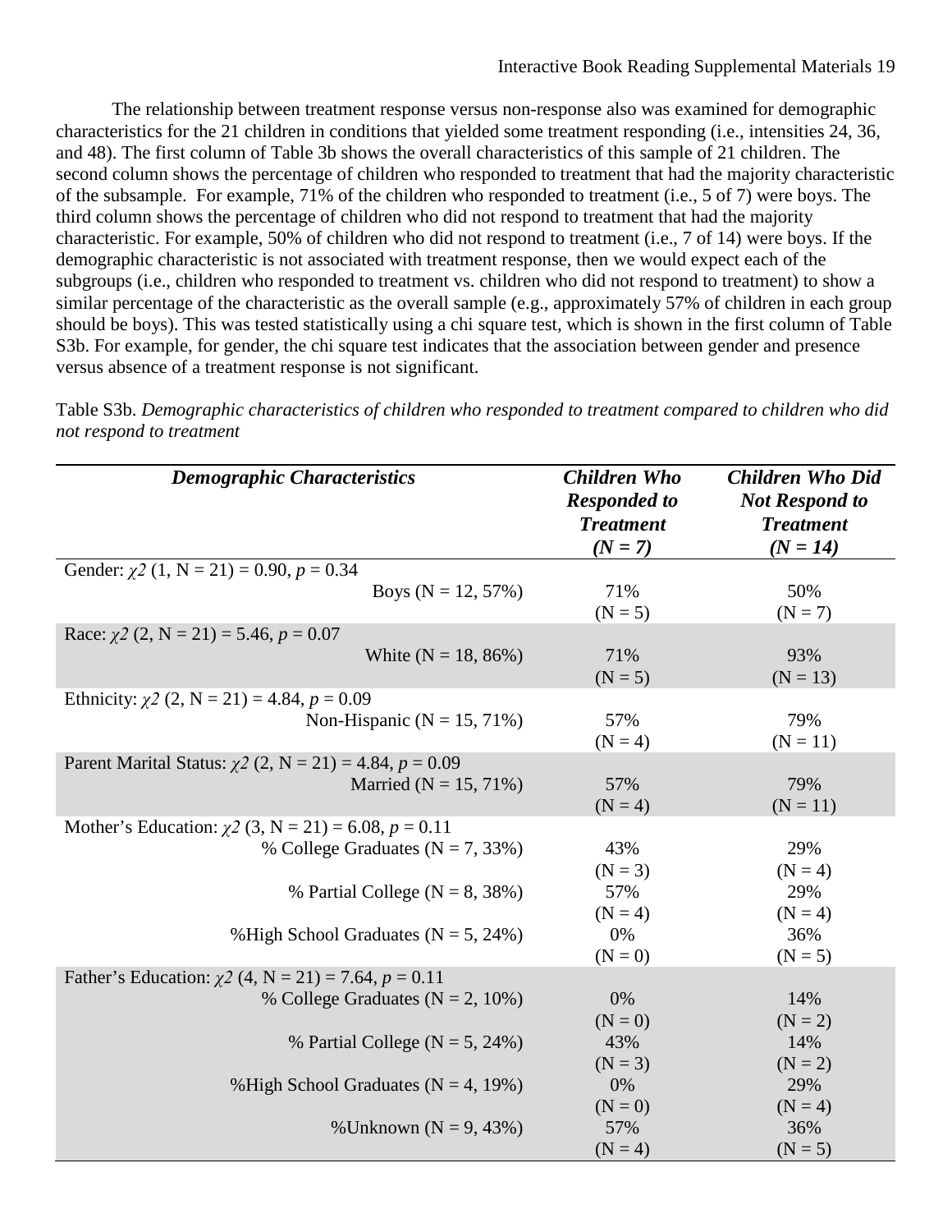The relationship between treatment response versus non-response also was examined for demographic characteristics for the 21 children in conditions that yielded some treatment responding (i.e., intensities 24, 36, and 48). The first column of Table 3b shows the overall characteristics of this sample of 21 children. The second column shows the percentage of children who responded to treatment that had the majority characteristic of the subsample. For example, 71% of the children who responded to treatment (i.e., 5 of 7) were boys. The third column shows the percentage of children who did not respond to treatment that had the majority characteristic. For example, 50% of children who did not respond to treatment (i.e., 7 of 14) were boys. If the demographic characteristic is not associated with treatment response, then we would expect each of the subgroups (i.e., children who responded to treatment vs. children who did not respond to treatment) to show a similar percentage of the characteristic as the overall sample (e.g., approximately 57% of children in each group should be boys). This was tested statistically using a chi square test, which is shown in the first column of Table S3b. For example, for gender, the chi square test indicates that the association between gender and presence versus absence of a treatment response is not significant.

Table S3b. *Demographic characteristics of children who responded to treatment compared to children who did not respond to treatment*

| ***Demographic Characteristics*** | ***Children Who Responded to Treatment (N = 7)*** | ***Children Who Did Not Respond to Treatment (N = 14)*** |
|---|---|---|
| Gender: $\chi^2$ (1, N = 21) = 0.90, $p$ = 0.34 | | |
| Boys (N = 12, 57%) | 71% (N = 5) | 50% (N = 7) |
| Race: $\chi^2$ (2, N = 21) = 5.46, $p$ = 0.07 | | |
| White (N = 18, 86%) | 71% (N = 5) | 93% (N = 13) |
| Ethnicity: $\chi^2$ (2, N = 21) = 4.84, $p$ = 0.09 | | |
| Non-Hispanic (N = 15, 71%) | 57% (N = 4) | 79% (N = 11) |
| Parent Marital Status: $\chi^2$ (2, N = 21) = 4.84, $p$ = 0.09 | | |
| Married (N = 15, 71%) | 57% (N = 4) | 79% (N = 11) |
| Mother's Education: $\chi^2$ (3, N = 21) = 6.08, $p$ = 0.11 | | |
| % College Graduates (N = 7, 33%) | 43% (N = 3) | 29% (N = 4) |
| % Partial College (N = 8, 38%) | 57% (N = 4) | 29% (N = 4) |
| %High School Graduates (N = 5, 24%) | 0% (N = 0) | 36% (N = 5) |
| Father's Education: $\chi^2$ (4, N = 21) = 7.64, $p$ = 0.11 | | |
| % College Graduates (N = 2, 10%) | 0% (N = 0) | 14% (N = 2) |
| % Partial College (N = 5, 24%) | 43% (N = 3) | 14% (N = 2) |
| %High School Graduates (N = 4, 19%) | 0% (N = 0) | 29% (N = 4) |
| %Unknown (N = 9, 43%) | 57% (N = 4) | 36% (N = 5) |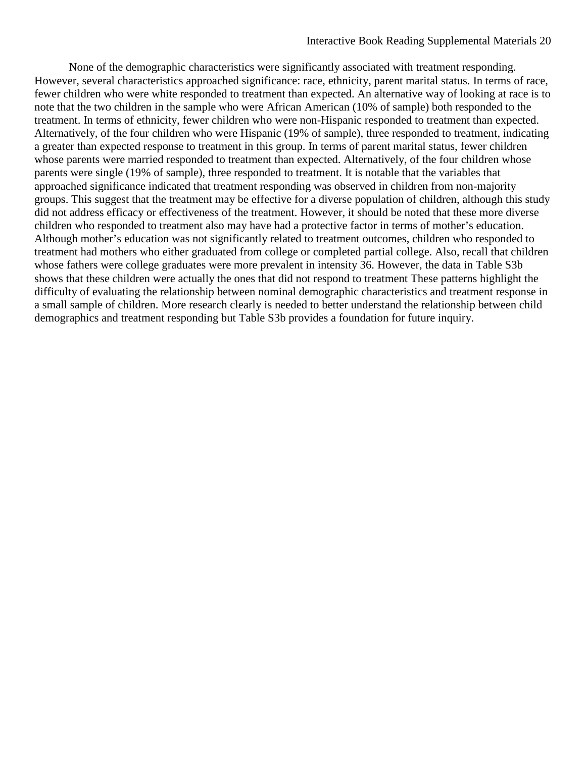None of the demographic characteristics were significantly associated with treatment responding. However, several characteristics approached significance: race, ethnicity, parent marital status. In terms of race, fewer children who were white responded to treatment than expected. An alternative way of looking at race is to note that the two children in the sample who were African American (10% of sample) both responded to the treatment. In terms of ethnicity, fewer children who were non-Hispanic responded to treatment than expected. Alternatively, of the four children who were Hispanic (19% of sample), three responded to treatment, indicating a greater than expected response to treatment in this group. In terms of parent marital status, fewer children whose parents were married responded to treatment than expected. Alternatively, of the four children whose parents were single (19% of sample), three responded to treatment. It is notable that the variables that approached significance indicated that treatment responding was observed in children from non-majority groups. This suggest that the treatment may be effective for a diverse population of children, although this study did not address efficacy or effectiveness of the treatment. However, it should be noted that these more diverse children who responded to treatment also may have had a protective factor in terms of mother's education. Although mother's education was not significantly related to treatment outcomes, children who responded to treatment had mothers who either graduated from college or completed partial college. Also, recall that children whose fathers were college graduates were more prevalent in intensity 36. However, the data in Table S3b shows that these children were actually the ones that did not respond to treatment These patterns highlight the difficulty of evaluating the relationship between nominal demographic characteristics and treatment response in a small sample of children. More research clearly is needed to better understand the relationship between child demographics and treatment responding but Table S3b provides a foundation for future inquiry.